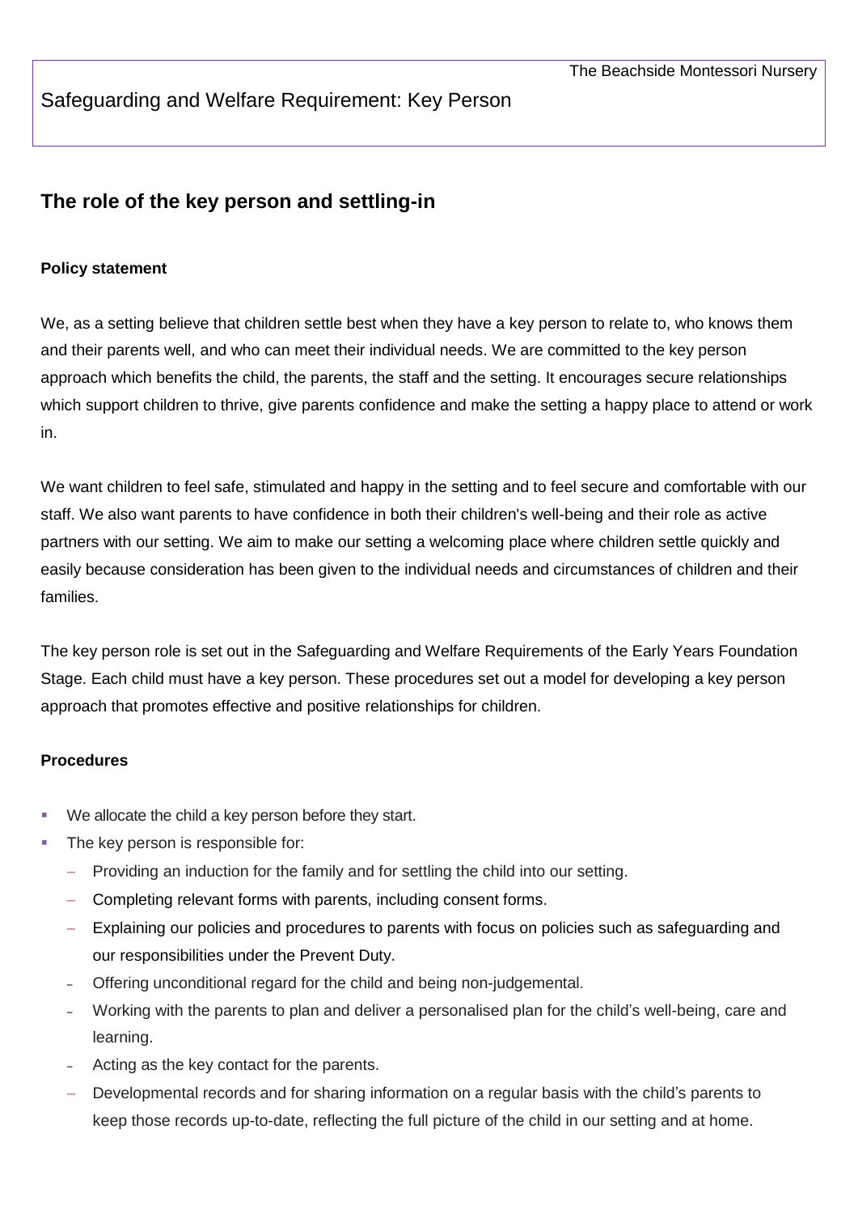The Beachside Montessori Nursery

Safeguarding and Welfare Requirement: Key Person

## The role of the key person and settling-in

**Policy statement**

We, as a setting believe that children settle best when they have a key person to relate to, who knows them and their parents well, and who can meet their individual needs. We are committed to the key person approach which benefits the child, the parents, the staff and the setting. It encourages secure relationships which support children to thrive, give parents confidence and make the setting a happy place to attend or work in.

We want children to feel safe, stimulated and happy in the setting and to feel secure and comfortable with our staff. We also want parents to have confidence in both their children's well-being and their role as active partners with our setting. We aim to make our setting a welcoming place where children settle quickly and easily because consideration has been given to the individual needs and circumstances of children and their families.

The key person role is set out in the Safeguarding and Welfare Requirements of the Early Years Foundation Stage. Each child must have a key person. These procedures set out a model for developing a key person approach that promotes effective and positive relationships for children.

**Procedures**

- We allocate the child a key person before they start.
- The key person is responsible for:
  - Providing an induction for the family and for settling the child into our setting.
  - Completing relevant forms with parents, including consent forms.
  - Explaining our policies and procedures to parents with focus on policies such as safeguarding and our responsibilities under the Prevent Duty.
  - Offering unconditional regard for the child and being non-judgemental.
  - Working with the parents to plan and deliver a personalised plan for the child's well-being, care and learning.
  - Acting as the key contact for the parents.
  - Developmental records and for sharing information on a regular basis with the child's parents to keep those records up-to-date, reflecting the full picture of the child in our setting and at home.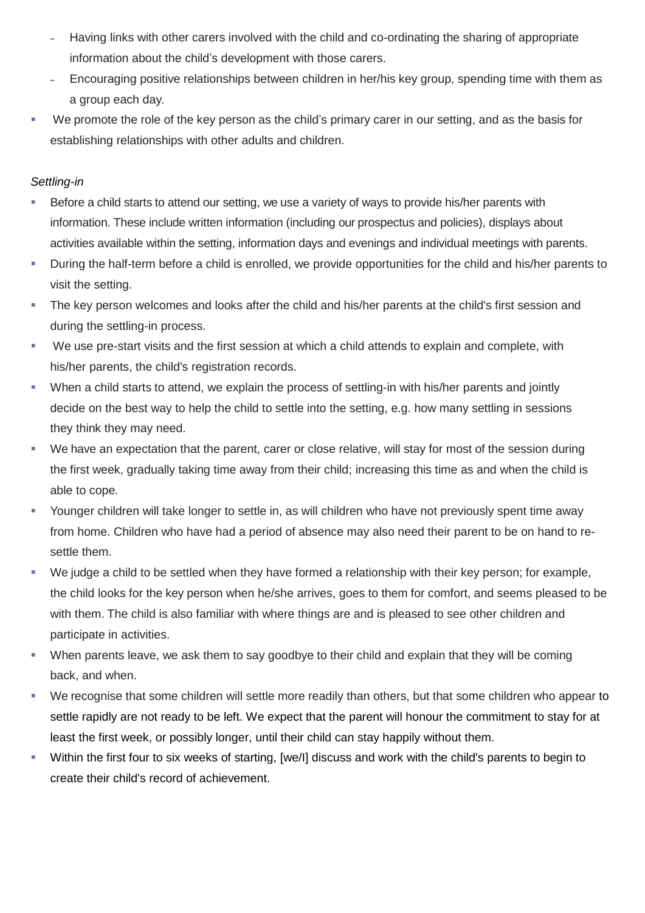- Having links with other carers involved with the child and co-ordinating the sharing of appropriate information about the child's development with those carers.
  - Encouraging positive relationships between children in her/his key group, spending time with them as a group each day.
- We promote the role of the key person as the child's primary carer in our setting, and as the basis for establishing relationships with other adults and children.

*Settling-in*

- Before a child starts to attend our setting, we use a variety of ways to provide his/her parents with information. These include written information (including our prospectus and policies), displays about activities available within the setting, information days and evenings and individual meetings with parents.
- During the half-term before a child is enrolled, we provide opportunities for the child and his/her parents to visit the setting.
- The key person welcomes and looks after the child and his/her parents at the child's first session and during the settling-in process.
- We use pre-start visits and the first session at which a child attends to explain and complete, with his/her parents, the child's registration records.
- When a child starts to attend, we explain the process of settling-in with his/her parents and jointly decide on the best way to help the child to settle into the setting, e.g. how many settling in sessions they think they may need.
- We have an expectation that the parent, carer or close relative, will stay for most of the session during the first week, gradually taking time away from their child; increasing this time as and when the child is able to cope.
- Younger children will take longer to settle in, as will children who have not previously spent time away from home. Children who have had a period of absence may also need their parent to be on hand to re-settle them.
- We judge a child to be settled when they have formed a relationship with their key person; for example, the child looks for the key person when he/she arrives, goes to them for comfort, and seems pleased to be with them. The child is also familiar with where things are and is pleased to see other children and participate in activities.
- When parents leave, we ask them to say goodbye to their child and explain that they will be coming back, and when.
- We recognise that some children will settle more readily than others, but that some children who appear to settle rapidly are not ready to be left. We expect that the parent will honour the commitment to stay for at least the first week, or possibly longer, until their child can stay happily without them.
- Within the first four to six weeks of starting, [we/I] discuss and work with the child's parents to begin to create their child's record of achievement.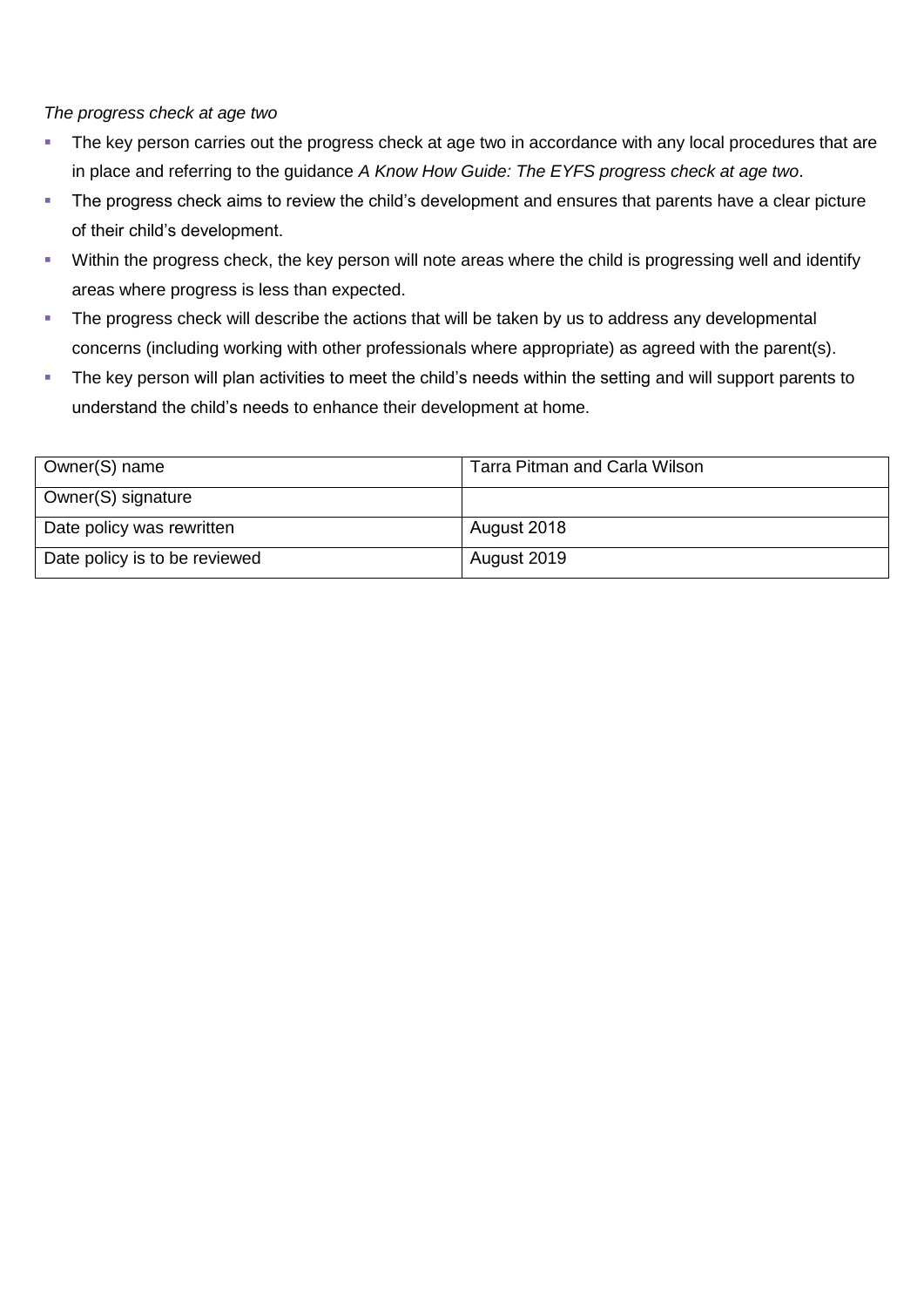*The progress check at age two*

- The key person carries out the progress check at age two in accordance with any local procedures that are in place and referring to the guidance *A Know How Guide: The EYFS progress check at age two*.
- The progress check aims to review the child's development and ensures that parents have a clear picture of their child's development.
- Within the progress check, the key person will note areas where the child is progressing well and identify areas where progress is less than expected.
- The progress check will describe the actions that will be taken by us to address any developmental concerns (including working with other professionals where appropriate) as agreed with the parent(s).
- The key person will plan activities to meet the child's needs within the setting and will support parents to understand the child's needs to enhance their development at home.

| | |
|---|---|
| Owner(S) name | Tarra Pitman and Carla Wilson |
| Owner(S) signature | |
| Date policy was rewritten | August 2018 |
| Date policy is to be reviewed | August 2019 |